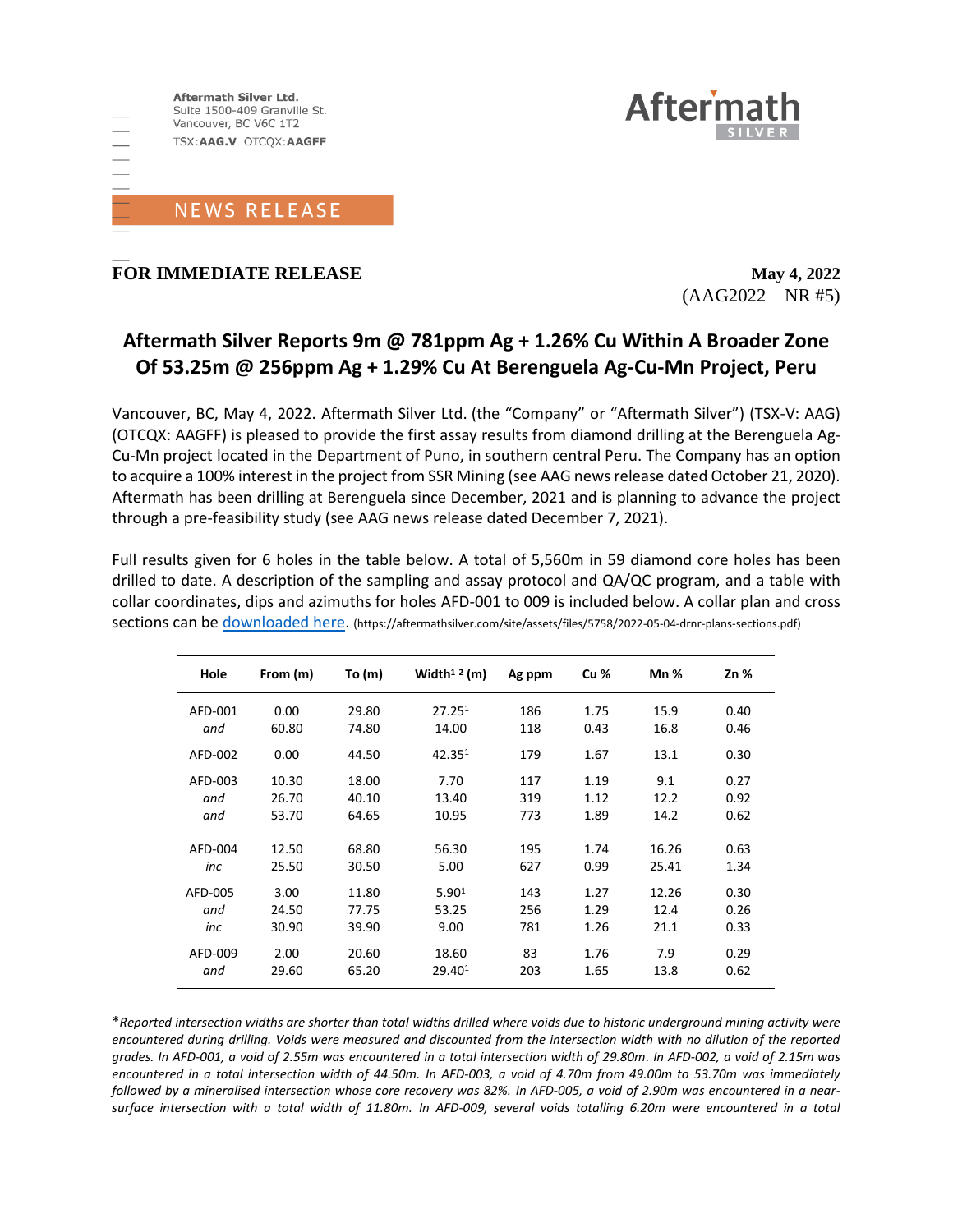Aftermath Silver Ltd.
Suite 1500-409 Granville St.
Vancouver, BC V6C 1T2
TSX:**AAG.V** OTCQX:**AAGFF**

Aftermath SILVER

NEWS RELEASE

**FOR IMMEDIATE RELEASE** **May 4, 2022**
(AAG2022 – NR #5)

# Aftermath Silver Reports 9m @ 781ppm Ag + 1.26% Cu Within A Broader Zone Of 53.25m @ 256ppm Ag + 1.29% Cu At Berenguela Ag-Cu-Mn Project, Peru

Vancouver, BC, May 4, 2022. Aftermath Silver Ltd. (the "Company" or "Aftermath Silver") (TSX-V: AAG) (OTCQX: AAGFF) is pleased to provide the first assay results from diamond drilling at the Berenguela Ag-Cu-Mn project located in the Department of Puno, in southern central Peru. The Company has an option to acquire a 100% interest in the project from SSR Mining (see AAG news release dated October 21, 2020). Aftermath has been drilling at Berenguela since December, 2021 and is planning to advance the project through a pre-feasibility study (see AAG news release dated December 7, 2021).

Full results given for 6 holes in the table below. A total of 5,560m in 59 diamond core holes has been drilled to date. A description of the sampling and assay protocol and QA/QC program, and a table with collar coordinates, dips and azimuths for holes AFD-001 to 009 is included below. A collar plan and cross sections can be [downloaded here](https://aftermathsilver.com/site/assets/files/5758/2022-05-04-drnr-plans-sections.pdf). (https://aftermathsilver.com/site/assets/files/5758/2022-05-04-drnr-plans-sections.pdf)

| Hole | From (m) | To (m) | Width[1] [2] (m) | Ag ppm | Cu % | Mn % | Zn % |
|---|---|---|---|---|---|---|---|
| AFD-001 | 0.00 | 29.80 | 27.25[1] | 186 | 1.75 | 15.9 | 0.40 |
| *and* | 60.80 | 74.80 | 14.00 | 118 | 0.43 | 16.8 | 0.46 |
| AFD-002 | 0.00 | 44.50 | 42.35[1] | 179 | 1.67 | 13.1 | 0.30 |
| AFD-003 | 10.30 | 18.00 | 7.70 | 117 | 1.19 | 9.1 | 0.27 |
| *and* | 26.70 | 40.10 | 13.40 | 319 | 1.12 | 12.2 | 0.92 |
| *and* | 53.70 | 64.65 | 10.95 | 773 | 1.89 | 14.2 | 0.62 |
| AFD-004 | 12.50 | 68.80 | 56.30 | 195 | 1.74 | 16.26 | 0.63 |
| *inc* | 25.50 | 30.50 | 5.00 | 627 | 0.99 | 25.41 | 1.34 |
| AFD-005 | 3.00 | 11.80 | 5.90[1] | 143 | 1.27 | 12.26 | 0.30 |
| *and* | 24.50 | 77.75 | 53.25 | 256 | 1.29 | 12.4 | 0.26 |
| *inc* | 30.90 | 39.90 | 9.00 | 781 | 1.26 | 21.1 | 0.33 |
| AFD-009 | 2.00 | 20.60 | 18.60 | 83 | 1.76 | 7.9 | 0.29 |
| *and* | 29.60 | 65.20 | 29.40[1] | 203 | 1.65 | 13.8 | 0.62 |

*\*Reported intersection widths are shorter than total widths drilled where voids due to historic underground mining activity were encountered during drilling. Voids were measured and discounted from the intersection width with no dilution of the reported grades. In AFD-001, a void of 2.55m was encountered in a total intersection width of 29.80m. In AFD-002, a void of 2.15m was encountered in a total intersection width of 44.50m. In AFD-003, a void of 4.70m from 49.00m to 53.70m was immediately followed by a mineralised intersection whose core recovery was 82%. In AFD-005, a void of 2.90m was encountered in a near-surface intersection with a total width of 11.80m. In AFD-009, several voids totalling 6.20m were encountered in a total*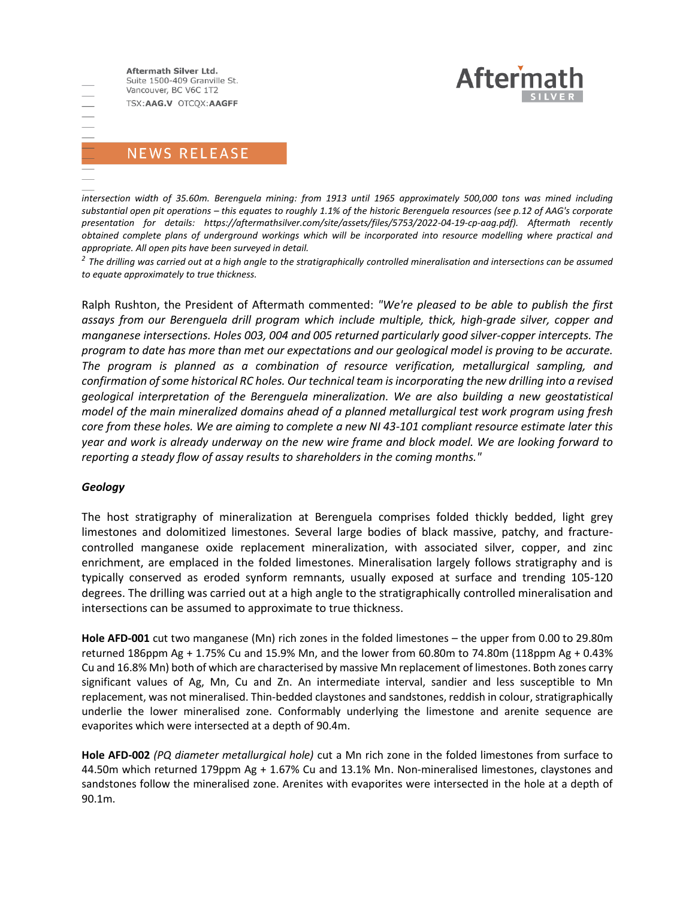*intersection width of 35.60m. Berenguela mining: from 1913 until 1965 approximately 500,000 tons was mined including substantial open pit operations – this equates to roughly 1.1% of the historic Berenguela resources (see p.12 of AAG's corporate presentation for details: https://aftermathsilver.com/site/assets/files/5753/2022-04-19-cp-aag.pdf). Aftermath recently obtained complete plans of underground workings which will be incorporated into resource modelling where practical and appropriate. All open pits have been surveyed in detail.*

[2] *The drilling was carried out at a high angle to the stratigraphically controlled mineralisation and intersections can be assumed to equate approximately to true thickness.*

Ralph Rushton, the President of Aftermath commented: *"We're pleased to be able to publish the first assays from our Berenguela drill program which include multiple, thick, high-grade silver, copper and manganese intersections. Holes 003, 004 and 005 returned particularly good silver-copper intercepts. The program to date has more than met our expectations and our geological model is proving to be accurate. The program is planned as a combination of resource verification, metallurgical sampling, and confirmation of some historical RC holes. Our technical team is incorporating the new drilling into a revised geological interpretation of the Berenguela mineralization. We are also building a new geostatistical model of the main mineralized domains ahead of a planned metallurgical test work program using fresh core from these holes. We are aiming to complete a new NI 43-101 compliant resource estimate later this year and work is already underway on the new wire frame and block model. We are looking forward to reporting a steady flow of assay results to shareholders in the coming months."*

***Geology***

The host stratigraphy of mineralization at Berenguela comprises folded thickly bedded, light grey limestones and dolomitized limestones. Several large bodies of black massive, patchy, and fracture-controlled manganese oxide replacement mineralization, with associated silver, copper, and zinc enrichment, are emplaced in the folded limestones. Mineralisation largely follows stratigraphy and is typically conserved as eroded synform remnants, usually exposed at surface and trending 105-120 degrees. The drilling was carried out at a high angle to the stratigraphically controlled mineralisation and intersections can be assumed to approximate to true thickness.

**Hole AFD-001** cut two manganese (Mn) rich zones in the folded limestones – the upper from 0.00 to 29.80m returned 186ppm Ag + 1.75% Cu and 15.9% Mn, and the lower from 60.80m to 74.80m (118ppm Ag + 0.43% Cu and 16.8% Mn) both of which are characterised by massive Mn replacement of limestones. Both zones carry significant values of Ag, Mn, Cu and Zn. An intermediate interval, sandier and less susceptible to Mn replacement, was not mineralised. Thin-bedded claystones and sandstones, reddish in colour, stratigraphically underlie the lower mineralised zone. Conformably underlying the limestone and arenite sequence are evaporites which were intersected at a depth of 90.4m.

**Hole AFD-002** *(PQ diameter metallurgical hole)* cut a Mn rich zone in the folded limestones from surface to 44.50m which returned 179ppm Ag + 1.67% Cu and 13.1% Mn. Non-mineralised limestones, claystones and sandstones follow the mineralised zone. Arenites with evaporites were intersected in the hole at a depth of 90.1m.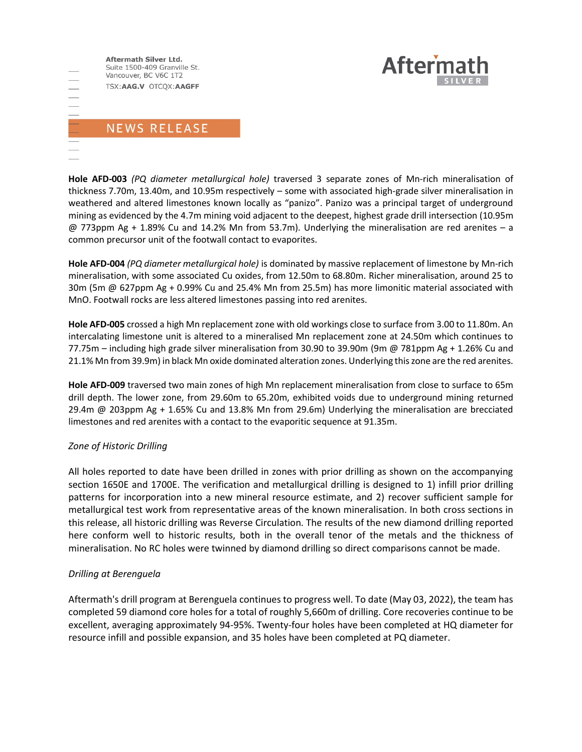**Hole AFD-003** *(PQ diameter metallurgical hole)* traversed 3 separate zones of Mn-rich mineralisation of thickness 7.70m, 13.40m, and 10.95m respectively – some with associated high-grade silver mineralisation in weathered and altered limestones known locally as "panizo". Panizo was a principal target of underground mining as evidenced by the 4.7m mining void adjacent to the deepest, highest grade drill intersection (10.95m @ 773ppm Ag + 1.89% Cu and 14.2% Mn from 53.7m). Underlying the mineralisation are red arenites – a common precursor unit of the footwall contact to evaporites.

**Hole AFD-004** *(PQ diameter metallurgical hole)* is dominated by massive replacement of limestone by Mn-rich mineralisation, with some associated Cu oxides, from 12.50m to 68.80m. Richer mineralisation, around 25 to 30m (5m @ 627ppm Ag + 0.99% Cu and 25.4% Mn from 25.5m) has more limonitic material associated with MnO. Footwall rocks are less altered limestones passing into red arenites.

**Hole AFD-005** crossed a high Mn replacement zone with old workings close to surface from 3.00 to 11.80m. An intercalating limestone unit is altered to a mineralised Mn replacement zone at 24.50m which continues to 77.75m – including high grade silver mineralisation from 30.90 to 39.90m (9m @ 781ppm Ag + 1.26% Cu and 21.1% Mn from 39.9m) in black Mn oxide dominated alteration zones. Underlying this zone are the red arenites.

**Hole AFD-009** traversed two main zones of high Mn replacement mineralisation from close to surface to 65m drill depth. The lower zone, from 29.60m to 65.20m, exhibited voids due to underground mining returned 29.4m @ 203ppm Ag + 1.65% Cu and 13.8% Mn from 29.6m) Underlying the mineralisation are brecciated limestones and red arenites with a contact to the evaporitic sequence at 91.35m.

*Zone of Historic Drilling*

All holes reported to date have been drilled in zones with prior drilling as shown on the accompanying section 1650E and 1700E. The verification and metallurgical drilling is designed to 1) infill prior drilling patterns for incorporation into a new mineral resource estimate, and 2) recover sufficient sample for metallurgical test work from representative areas of the known mineralisation. In both cross sections in this release, all historic drilling was Reverse Circulation. The results of the new diamond drilling reported here conform well to historic results, both in the overall tenor of the metals and the thickness of mineralisation. No RC holes were twinned by diamond drilling so direct comparisons cannot be made.

*Drilling at Berenguela*

Aftermath's drill program at Berenguela continues to progress well. To date (May 03, 2022), the team has completed 59 diamond core holes for a total of roughly 5,660m of drilling. Core recoveries continue to be excellent, averaging approximately 94-95%. Twenty-four holes have been completed at HQ diameter for resource infill and possible expansion, and 35 holes have been completed at PQ diameter.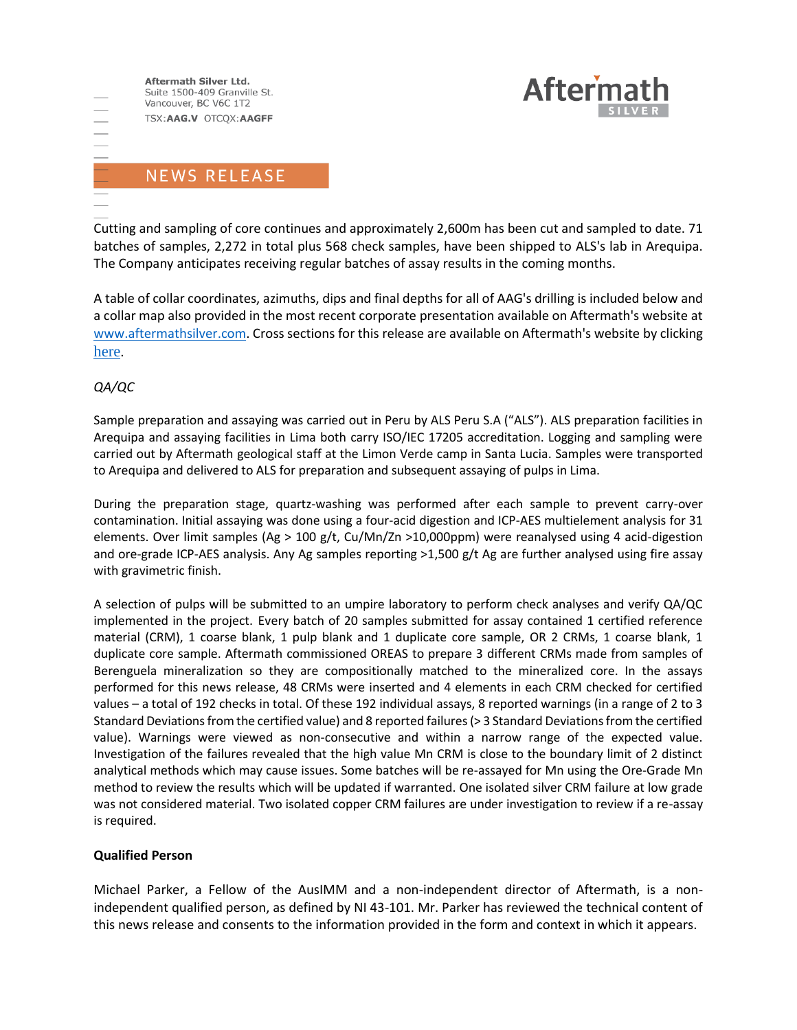Cutting and sampling of core continues and approximately 2,600m has been cut and sampled to date. 71 batches of samples, 2,272 in total plus 568 check samples, have been shipped to ALS's lab in Arequipa. The Company anticipates receiving regular batches of assay results in the coming months.

A table of collar coordinates, azimuths, dips and final depths for all of AAG's drilling is included below and a collar map also provided in the most recent corporate presentation available on Aftermath's website at www.aftermathsilver.com. Cross sections for this release are available on Aftermath's website by clicking here.

*QA/QC*

Sample preparation and assaying was carried out in Peru by ALS Peru S.A ("ALS"). ALS preparation facilities in Arequipa and assaying facilities in Lima both carry ISO/IEC 17205 accreditation. Logging and sampling were carried out by Aftermath geological staff at the Limon Verde camp in Santa Lucia. Samples were transported to Arequipa and delivered to ALS for preparation and subsequent assaying of pulps in Lima.

During the preparation stage, quartz-washing was performed after each sample to prevent carry-over contamination. Initial assaying was done using a four-acid digestion and ICP-AES multielement analysis for 31 elements. Over limit samples (Ag > 100 g/t, Cu/Mn/Zn >10,000ppm) were reanalysed using 4 acid-digestion and ore-grade ICP-AES analysis. Any Ag samples reporting >1,500 g/t Ag are further analysed using fire assay with gravimetric finish.

A selection of pulps will be submitted to an umpire laboratory to perform check analyses and verify QA/QC implemented in the project. Every batch of 20 samples submitted for assay contained 1 certified reference material (CRM), 1 coarse blank, 1 pulp blank and 1 duplicate core sample, OR 2 CRMs, 1 coarse blank, 1 duplicate core sample. Aftermath commissioned OREAS to prepare 3 different CRMs made from samples of Berenguela mineralization so they are compositionally matched to the mineralized core. In the assays performed for this news release, 48 CRMs were inserted and 4 elements in each CRM checked for certified values – a total of 192 checks in total. Of these 192 individual assays, 8 reported warnings (in a range of 2 to 3 Standard Deviations from the certified value) and 8 reported failures (> 3 Standard Deviations from the certified value). Warnings were viewed as non-consecutive and within a narrow range of the expected value. Investigation of the failures revealed that the high value Mn CRM is close to the boundary limit of 2 distinct analytical methods which may cause issues. Some batches will be re-assayed for Mn using the Ore-Grade Mn method to review the results which will be updated if warranted. One isolated silver CRM failure at low grade was not considered material. Two isolated copper CRM failures are under investigation to review if a re-assay is required.

**Qualified Person**

Michael Parker, a Fellow of the AusIMM and a non-independent director of Aftermath, is a non-independent qualified person, as defined by NI 43-101. Mr. Parker has reviewed the technical content of this news release and consents to the information provided in the form and context in which it appears.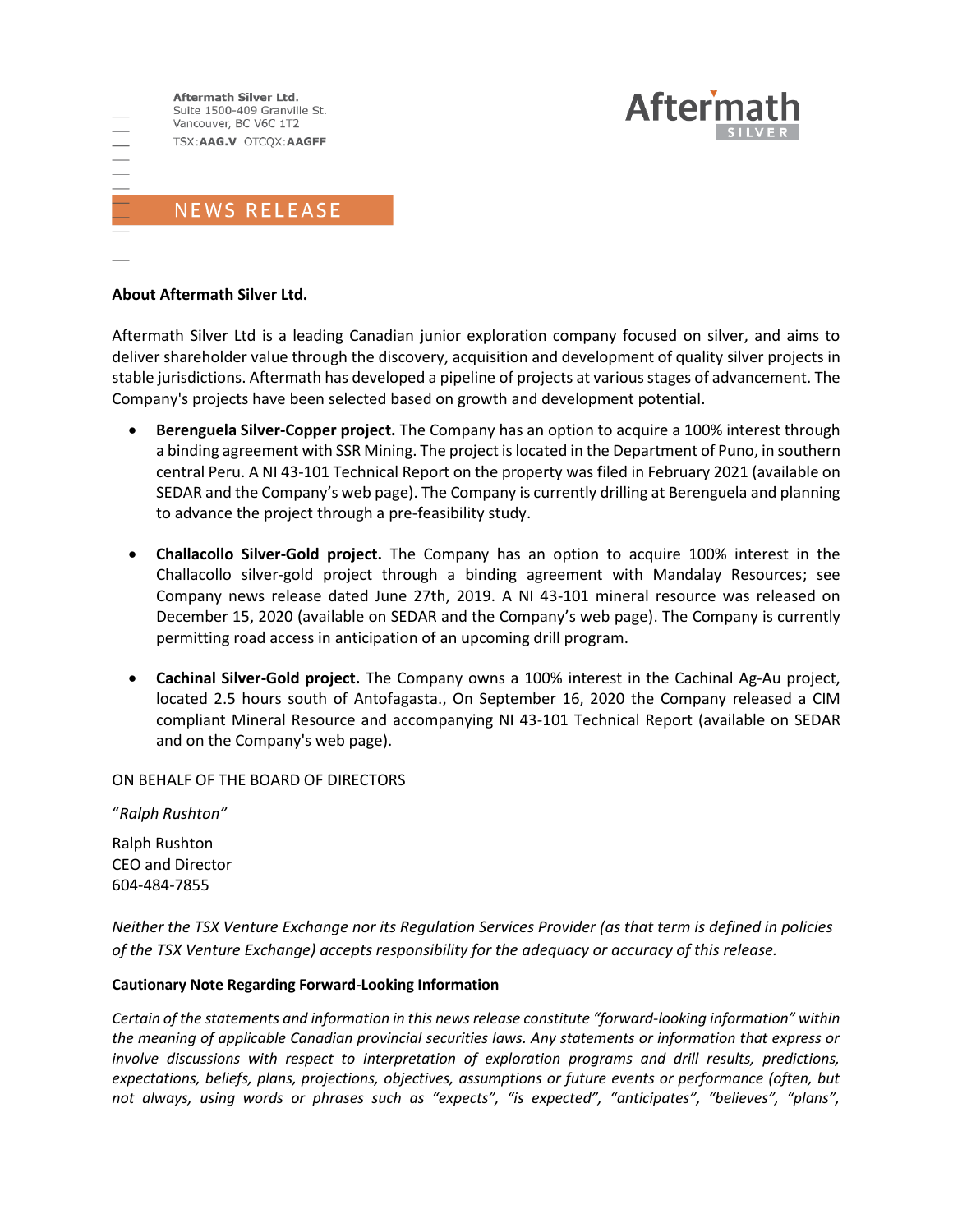Aftermath Silver Ltd.
Suite 1500-409 Granville St.
Vancouver, BC V6C 1T2
TSX:**AAG.V** OTCQX:**AAGFF**

NEWS RELEASE

**About Aftermath Silver Ltd.**

Aftermath Silver Ltd is a leading Canadian junior exploration company focused on silver, and aims to deliver shareholder value through the discovery, acquisition and development of quality silver projects in stable jurisdictions. Aftermath has developed a pipeline of projects at various stages of advancement. The Company's projects have been selected based on growth and development potential.

- **Berenguela Silver-Copper project.** The Company has an option to acquire a 100% interest through a binding agreement with SSR Mining. The project is located in the Department of Puno, in southern central Peru. A NI 43-101 Technical Report on the property was filed in February 2021 (available on SEDAR and the Company's web page). The Company is currently drilling at Berenguela and planning to advance the project through a pre-feasibility study.

- **Challacollo Silver-Gold project.** The Company has an option to acquire 100% interest in the Challacollo silver-gold project through a binding agreement with Mandalay Resources; see Company news release dated June 27th, 2019. A NI 43-101 mineral resource was released on December 15, 2020 (available on SEDAR and the Company's web page). The Company is currently permitting road access in anticipation of an upcoming drill program.

- **Cachinal Silver-Gold project.** The Company owns a 100% interest in the Cachinal Ag-Au project, located 2.5 hours south of Antofagasta., On September 16, 2020 the Company released a CIM compliant Mineral Resource and accompanying NI 43-101 Technical Report (available on SEDAR and on the Company's web page).

ON BEHALF OF THE BOARD OF DIRECTORS

"*Ralph Rushton*"

Ralph Rushton
CEO and Director
604-484-7855

*Neither the TSX Venture Exchange nor its Regulation Services Provider (as that term is defined in policies of the TSX Venture Exchange) accepts responsibility for the adequacy or accuracy of this release.*

**Cautionary Note Regarding Forward-Looking Information**

*Certain of the statements and information in this news release constitute "forward-looking information" within the meaning of applicable Canadian provincial securities laws. Any statements or information that express or involve discussions with respect to interpretation of exploration programs and drill results, predictions, expectations, beliefs, plans, projections, objectives, assumptions or future events or performance (often, but not always, using words or phrases such as "expects", "is expected", "anticipates", "believes", "plans",*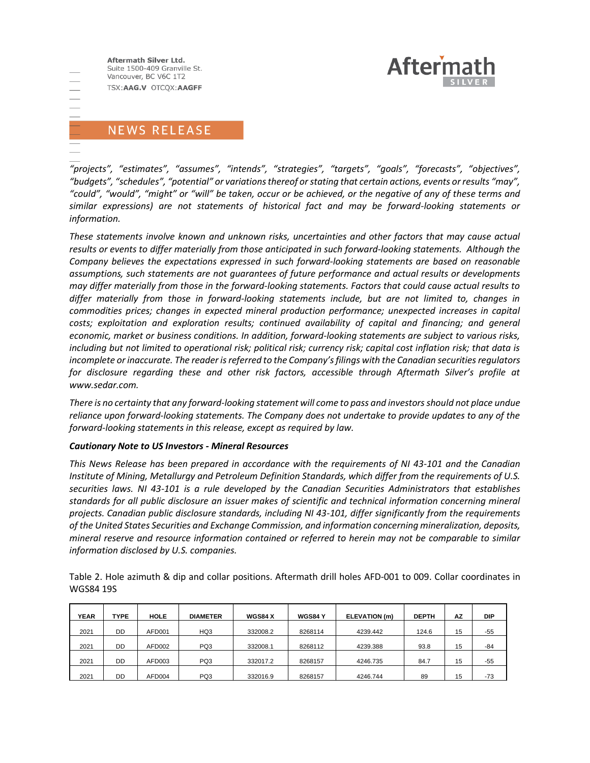“projects”, “estimates”, “assumes”, “intends”, “strategies”, “targets”, “goals”, “forecasts”, “objectives”, “budgets”, “schedules”, “potential” or variations thereof or stating that certain actions, events or results “may”, “could”, “would”, “might” or “will” be taken, occur or be achieved, or the negative of any of these terms and similar expressions) are not statements of historical fact and may be forward-looking statements or information.*

*These statements involve known and unknown risks, uncertainties and other factors that may cause actual results or events to differ materially from those anticipated in such forward-looking statements. Although the Company believes the expectations expressed in such forward-looking statements are based on reasonable assumptions, such statements are not guarantees of future performance and actual results or developments may differ materially from those in the forward-looking statements. Factors that could cause actual results to differ materially from those in forward-looking statements include, but are not limited to, changes in commodities prices; changes in expected mineral production performance; unexpected increases in capital costs; exploitation and exploration results; continued availability of capital and financing; and general economic, market or business conditions. In addition, forward-looking statements are subject to various risks, including but not limited to operational risk; political risk; currency risk; capital cost inflation risk; that data is incomplete or inaccurate. The reader is referred to the Company’s filings with the Canadian securities regulators for disclosure regarding these and other risk factors, accessible through Aftermath Silver’s profile at www.sedar.com.*

*There is no certainty that any forward-looking statement will come to pass and investors should not place undue reliance upon forward-looking statements. The Company does not undertake to provide updates to any of the forward-looking statements in this release, except as required by law.*

***Cautionary Note to US Investors - Mineral Resources***

*This News Release has been prepared in accordance with the requirements of NI 43-101 and the Canadian Institute of Mining, Metallurgy and Petroleum Definition Standards, which differ from the requirements of U.S. securities laws. NI 43-101 is a rule developed by the Canadian Securities Administrators that establishes standards for all public disclosure an issuer makes of scientific and technical information concerning mineral projects. Canadian public disclosure standards, including NI 43-101, differ significantly from the requirements of the United States Securities and Exchange Commission, and information concerning mineralization, deposits, mineral reserve and resource information contained or referred to herein may not be comparable to similar information disclosed by U.S. companies.*

Table 2. Hole azimuth & dip and collar positions. Aftermath drill holes AFD-001 to 009. Collar coordinates in WGS84 19S

| YEAR | TYPE | HOLE | DIAMETER | WGS84 X | WGS84 Y | ELEVATION (m) | DEPTH | AZ | DIP |
|---|---|---|---|---|---|---|---|---|---|
| 2021 | DD | AFD001 | HQ3 | 332008.2 | 8268114 | 4239.442 | 124.6 | 15 | -55 |
| 2021 | DD | AFD002 | PQ3 | 332008.1 | 8268112 | 4239.388 | 93.8 | 15 | -84 |
| 2021 | DD | AFD003 | PQ3 | 332017.2 | 8268157 | 4246.735 | 84.7 | 15 | -55 |
| 2021 | DD | AFD004 | PQ3 | 332016.9 | 8268157 | 4246.744 | 89 | 15 | -73 |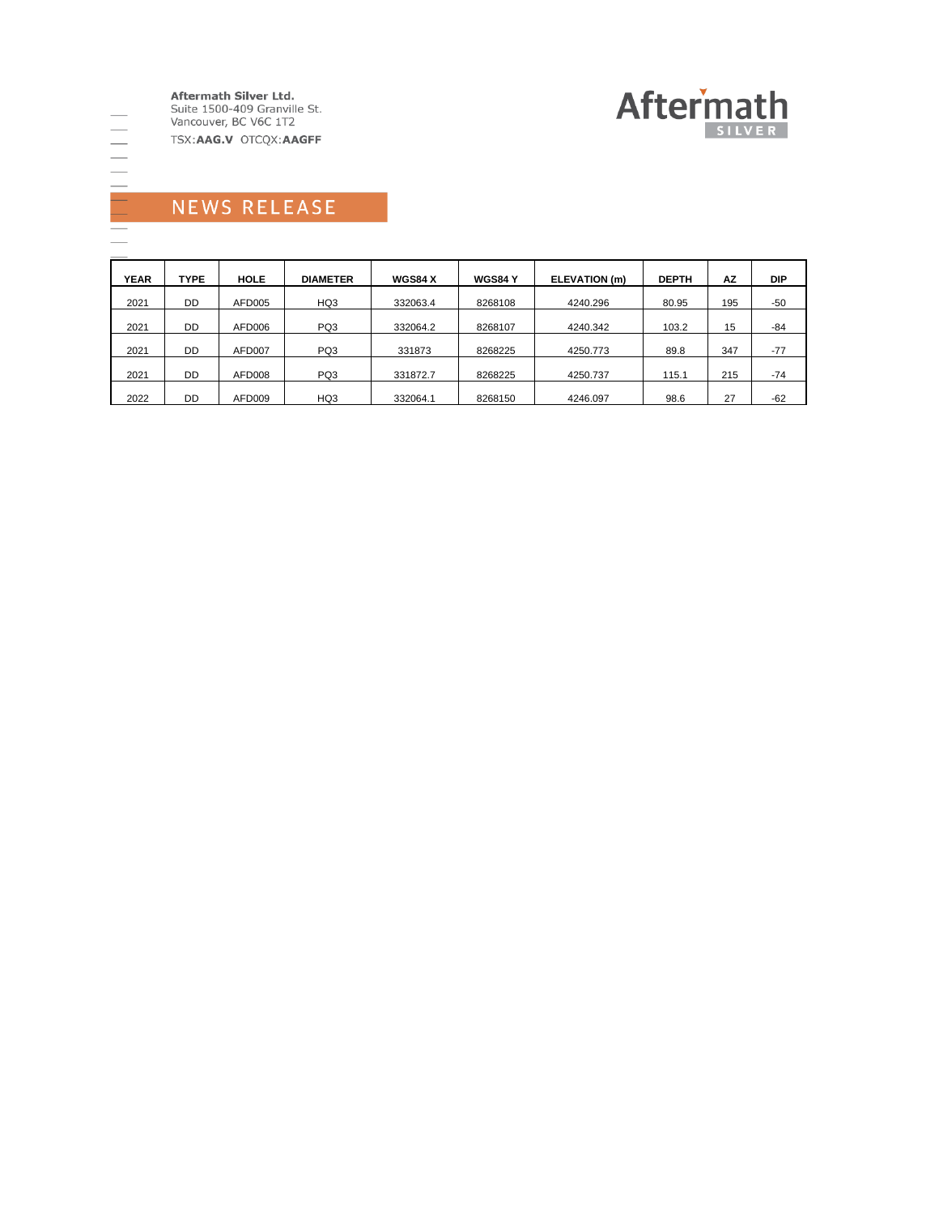| YEAR | TYPE | HOLE | DIAMETER | WGS84 X | WGS84 Y | ELEVATION (m) | DEPTH | AZ | DIP |
|---|---|---|---|---|---|---|---|---|---|
| 2021 | DD | AFD005 | HQ3 | 332063.4 | 8268108 | 4240.296 | 80.95 | 195 | -50 |
| 2021 | DD | AFD006 | PQ3 | 332064.2 | 8268107 | 4240.342 | 103.2 | 15 | -84 |
| 2021 | DD | AFD007 | PQ3 | 331873 | 8268225 | 4250.773 | 89.8 | 347 | -77 |
| 2021 | DD | AFD008 | PQ3 | 331872.7 | 8268225 | 4250.737 | 115.1 | 215 | -74 |
| 2022 | DD | AFD009 | HQ3 | 332064.1 | 8268150 | 4246.097 | 98.6 | 27 | -62 |